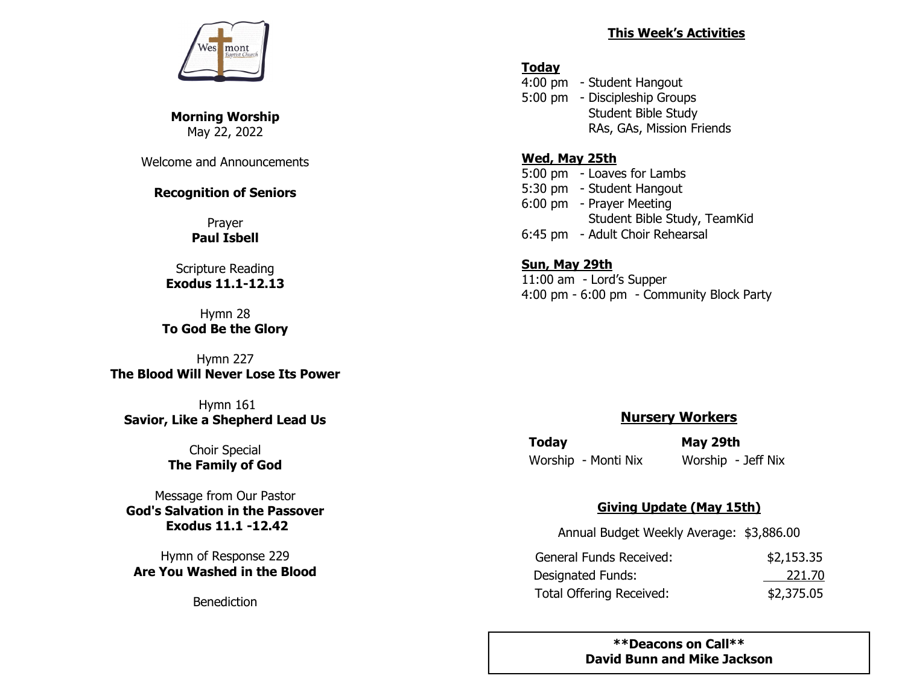Westmont Baptist Church

**Morning Worship**
May 22, 2022

Welcome and Announcements

**Recognition of Seniors**

Prayer
**Paul Isbell**

Scripture Reading
**Exodus 11.1-12.13**

Hymn 28
**To God Be the Glory**

Hymn 227
**The Blood Will Never Lose Its Power**

Hymn 161
**Savior, Like a Shepherd Lead Us**

Choir Special
**The Family of God**

Message from Our Pastor
**God's Salvation in the Passover**
**Exodus 11.1 -12.42**

Hymn of Response 229
**Are You Washed in the Blood**

Benediction

## This Week's Activities

**Today**
4:00 pm - Student Hangout
5:00 pm - Discipleship Groups
Student Bible Study
RAs, GAs, Mission Friends

**Wed, May 25th**
5:00 pm - Loaves for Lambs
5:30 pm - Student Hangout
6:00 pm - Prayer Meeting
Student Bible Study, TeamKid
6:45 pm - Adult Choir Rehearsal

**Sun, May 29th**
11:00 am - Lord's Supper
4:00 pm - 6:00 pm - Community Block Party

## Nursery Workers

| Today | May 29th |
| --- | --- |
| Worship - Monti Nix | Worship - Jeff Nix |

## Giving Update (May 15th)

Annual Budget Weekly Average: $3,886.00

| | |
| --- | --- |
| General Funds Received: | $2,153.35 |
| Designated Funds: | 221.70 |
| Total Offering Received: | $2,375.05 |

**\*\*Deacons on Call\*\***
**David Bunn and Mike Jackson**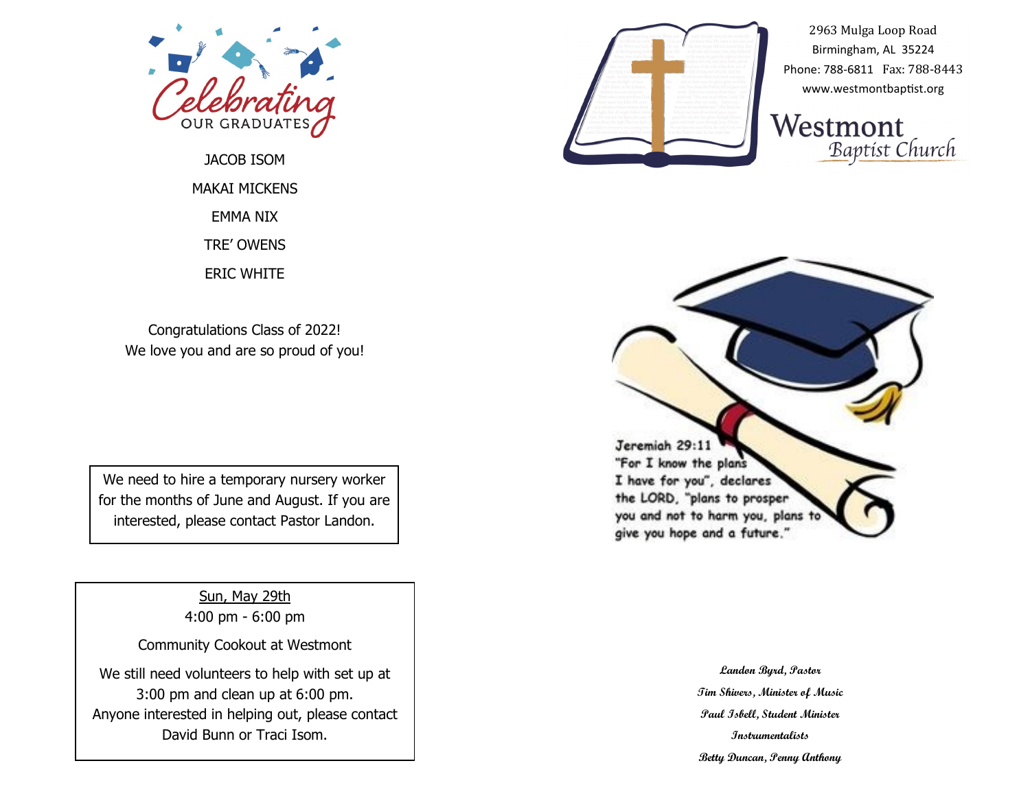Celebrating OUR GRADUATES

JACOB ISOM

MAKAI MICKENS

EMMA NIX

TRE' OWENS

ERIC WHITE

Congratulations Class of 2022!
We love you and are so proud of you!

We need to hire a temporary nursery worker for the months of June and August. If you are interested, please contact Pastor Landon.

Sun, May 29th
4:00 pm - 6:00 pm

Community Cookout at Westmont

We still need volunteers to help with set up at 3:00 pm and clean up at 6:00 pm.
Anyone interested in helping out, please contact David Bunn or Traci Isom.

2963 Mulga Loop Road
Birmingham, AL 35224
Phone: 788-6811 Fax: 788-8443
www.westmontbaptist.org

# Westmont Baptist Church

Jeremiah 29:11
"For I know the plans I have for you", declares the LORD, "plans to prosper you and not to harm you, plans to give you hope and a future."

**Landon Byrd, Pastor**

**Tim Shivers, Minister of Music**

**Paul Isbell, Student Minister**

**Instrumentalists**

**Betty Duncan, Penny Anthony**